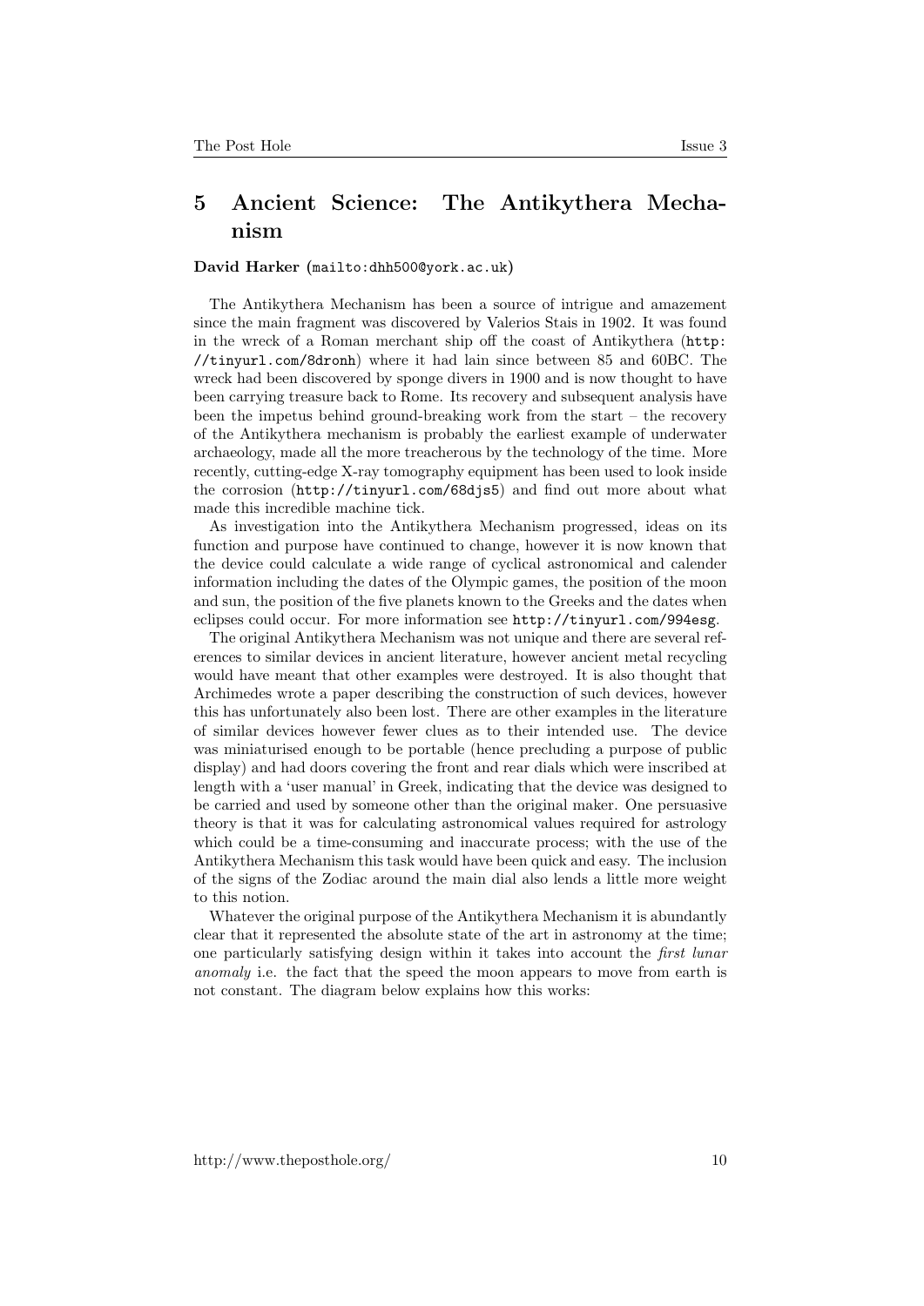## 5 Ancient Science: The Antikythera Mechanism

**David Harker (mailto:dhh500@york.ac.uk)**

The Antikythera Mechanism has been a source of intrigue and amazement since the main fragment was discovered by Valerios Stais in 1902. It was found in the wreck of a Roman merchant ship off the coast of Antikythera (http://tinyurl.com/8dronh) where it had lain since between 85 and 60BC. The wreck had been discovered by sponge divers in 1900 and is now thought to have been carrying treasure back to Rome. Its recovery and subsequent analysis have been the impetus behind ground-breaking work from the start – the recovery of the Antikythera mechanism is probably the earliest example of underwater archaeology, made all the more treacherous by the technology of the time. More recently, cutting-edge X-ray tomography equipment has been used to look inside the corrosion (http://tinyurl.com/68djs5) and find out more about what made this incredible machine tick.

As investigation into the Antikythera Mechanism progressed, ideas on its function and purpose have continued to change, however it is now known that the device could calculate a wide range of cyclical astronomical and calender information including the dates of the Olympic games, the position of the moon and sun, the position of the five planets known to the Greeks and the dates when eclipses could occur. For more information see http://tinyurl.com/994esg.

The original Antikythera Mechanism was not unique and there are several references to similar devices in ancient literature, however ancient metal recycling would have meant that other examples were destroyed. It is also thought that Archimedes wrote a paper describing the construction of such devices, however this has unfortunately also been lost. There are other examples in the literature of similar devices however fewer clues as to their intended use. The device was miniaturised enough to be portable (hence precluding a purpose of public display) and had doors covering the front and rear dials which were inscribed at length with a 'user manual' in Greek, indicating that the device was designed to be carried and used by someone other than the original maker. One persuasive theory is that it was for calculating astronomical values required for astrology which could be a time-consuming and inaccurate process; with the use of the Antikythera Mechanism this task would have been quick and easy. The inclusion of the signs of the Zodiac around the main dial also lends a little more weight to this notion.

Whatever the original purpose of the Antikythera Mechanism it is abundantly clear that it represented the absolute state of the art in astronomy at the time; one particularly satisfying design within it takes into account the *first lunar anomaly* i.e. the fact that the speed the moon appears to move from earth is not constant. The diagram below explains how this works: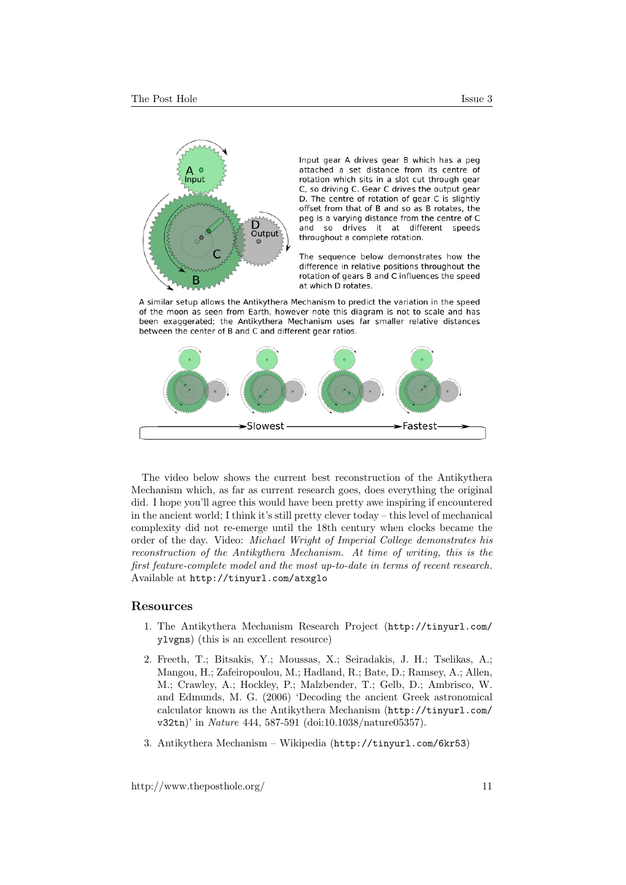A
Input

D
Output

C

B

Input gear A drives gear B which has a peg attached a set distance from its centre of rotation which sits in a slot cut through gear C, so driving C. Gear C drives the output gear D. The centre of rotation of gear C is slightly offset from that of B and so as B rotates, the peg is a varying distance from the centre of C and so drives it at different speeds throughout a complete rotation.

The sequence below demonstrates how the difference in relative positions throughout the rotation of gears B and C influences the speed at which D rotates.

A similar setup allows the Antikythera Mechanism to predict the variation in the speed of the moon as seen from Earth, however note this diagram is not to scale and has been exaggerated; the Antikythera Mechanism uses far smaller relative distances between the center of B and C and different gear ratios.

Slowest

Fastest

The video below shows the current best reconstruction of the Antikythera Mechanism which, as far as current research goes, does everything the original did. I hope you'll agree this would have been pretty awe inspiring if encountered in the ancient world; I think it's still pretty clever today – this level of mechanical complexity did not re-emerge until the 18th century when clocks became the order of the day. Video: *Michael Wright of Imperial College demonstrates his reconstruction of the Antikythera Mechanism. At time of writing, this is the first feature-complete model and the most up-to-date in terms of recent research.* Available at `http://tinyurl.com/atxglo`

## Resources

1. The Antikythera Mechanism Research Project (`http://tinyurl.com/ylvgns`) (this is an excellent resource)
2. Freeth, T.; Bitsakis, Y.; Moussas, X.; Seiradakis, J. H.; Tselikas, A.; Mangou, H.; Zafeiropoulou, M.; Hadland, R.; Bate, D.; Ramsey, A.; Allen, M.; Crawley, A.; Hockley, P.; Malzbender, T.; Gelb, D.; Ambrisco, W. and Edmunds, M. G. (2006) 'Decoding the ancient Greek astronomical calculator known as the Antikythera Mechanism (`http://tinyurl.com/v32tn`)' in *Nature* 444, 587-591 (doi:10.1038/nature05357).
3. Antikythera Mechanism – Wikipedia (`http://tinyurl.com/6kr53`)